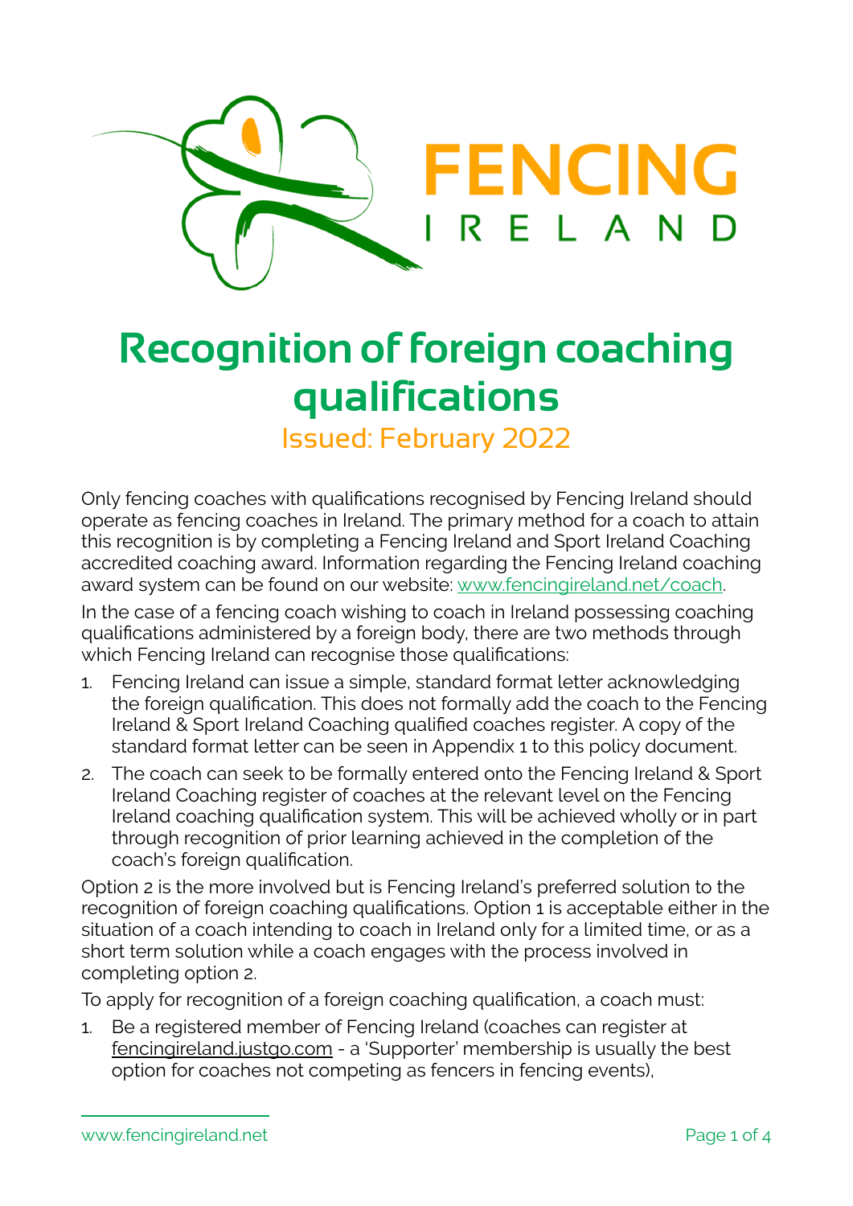# Recognition of foreign coaching qualifications

Issued: February 2022

Only fencing coaches with qualifications recognised by Fencing Ireland should operate as fencing coaches in Ireland. The primary method for a coach to attain this recognition is by completing a Fencing Ireland and Sport Ireland Coaching accredited coaching award. Information regarding the Fencing Ireland coaching award system can be found on our website: www.fencingireland.net/coach.

In the case of a fencing coach wishing to coach in Ireland possessing coaching qualifications administered by a foreign body, there are two methods through which Fencing Ireland can recognise those qualifications:

1. Fencing Ireland can issue a simple, standard format letter acknowledging the foreign qualification. This does not formally add the coach to the Fencing Ireland & Sport Ireland Coaching qualified coaches register. A copy of the standard format letter can be seen in Appendix 1 to this policy document.
2. The coach can seek to be formally entered onto the Fencing Ireland & Sport Ireland Coaching register of coaches at the relevant level on the Fencing Ireland coaching qualification system. This will be achieved wholly or in part through recognition of prior learning achieved in the completion of the coach's foreign qualification.

Option 2 is the more involved but is Fencing Ireland's preferred solution to the recognition of foreign coaching qualifications. Option 1 is acceptable either in the situation of a coach intending to coach in Ireland only for a limited time, or as a short term solution while a coach engages with the process involved in completing option 2.

To apply for recognition of a foreign coaching qualification, a coach must:

1. Be a registered member of Fencing Ireland (coaches can register at fencingireland.justgo.com - a 'Supporter' membership is usually the best option for coaches not competing as fencers in fencing events),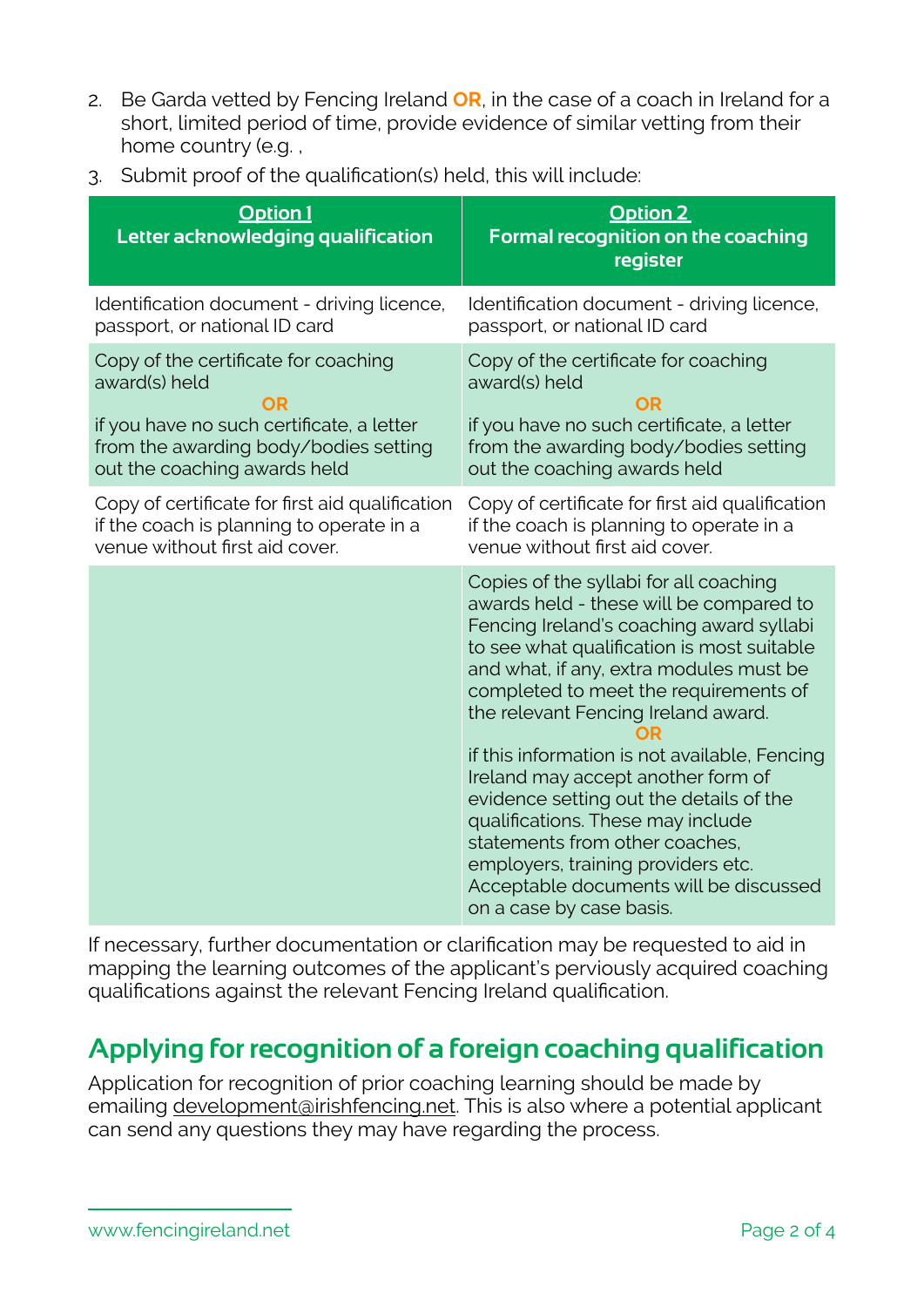2. Be Garda vetted by Fencing Ireland **OR**, in the case of a coach in Ireland for a short, limited period of time, provide evidence of similar vetting from their home country (e.g. ,
3. Submit proof of the qualification(s) held, this will include:

| **Option 1**<br>**Letter acknowledging qualification** | **Option 2**<br>**Formal recognition on the coaching register** |
|---|---|
| Identification document - driving licence, passport, or national ID card | Identification document - driving licence, passport, or national ID card |
| Copy of the certificate for coaching award(s) held<br>**OR**<br>if you have no such certificate, a letter from the awarding body/bodies setting out the coaching awards held | Copy of the certificate for coaching award(s) held<br>**OR**<br>if you have no such certificate, a letter from the awarding body/bodies setting out the coaching awards held |
| Copy of certificate for first aid qualification if the coach is planning to operate in a venue without first aid cover. | Copy of certificate for first aid qualification if the coach is planning to operate in a venue without first aid cover. |
| | Copies of the syllabi for all coaching awards held - these will be compared to Fencing Ireland's coaching award syllabi to see what qualification is most suitable and what, if any, extra modules must be completed to meet the requirements of the relevant Fencing Ireland award.<br>**OR**<br>if this information is not available, Fencing Ireland may accept another form of evidence setting out the details of the qualifications. These may include statements from other coaches, employers, training providers etc. Acceptable documents will be discussed on a case by case basis. |

If necessary, further documentation or clarification may be requested to aid in mapping the learning outcomes of the applicant's perviously acquired coaching qualifications against the relevant Fencing Ireland qualification.

## Applying for recognition of a foreign coaching qualification

Application for recognition of prior coaching learning should be made by emailing development@irishfencing.net. This is also where a potential applicant can send any questions they may have regarding the process.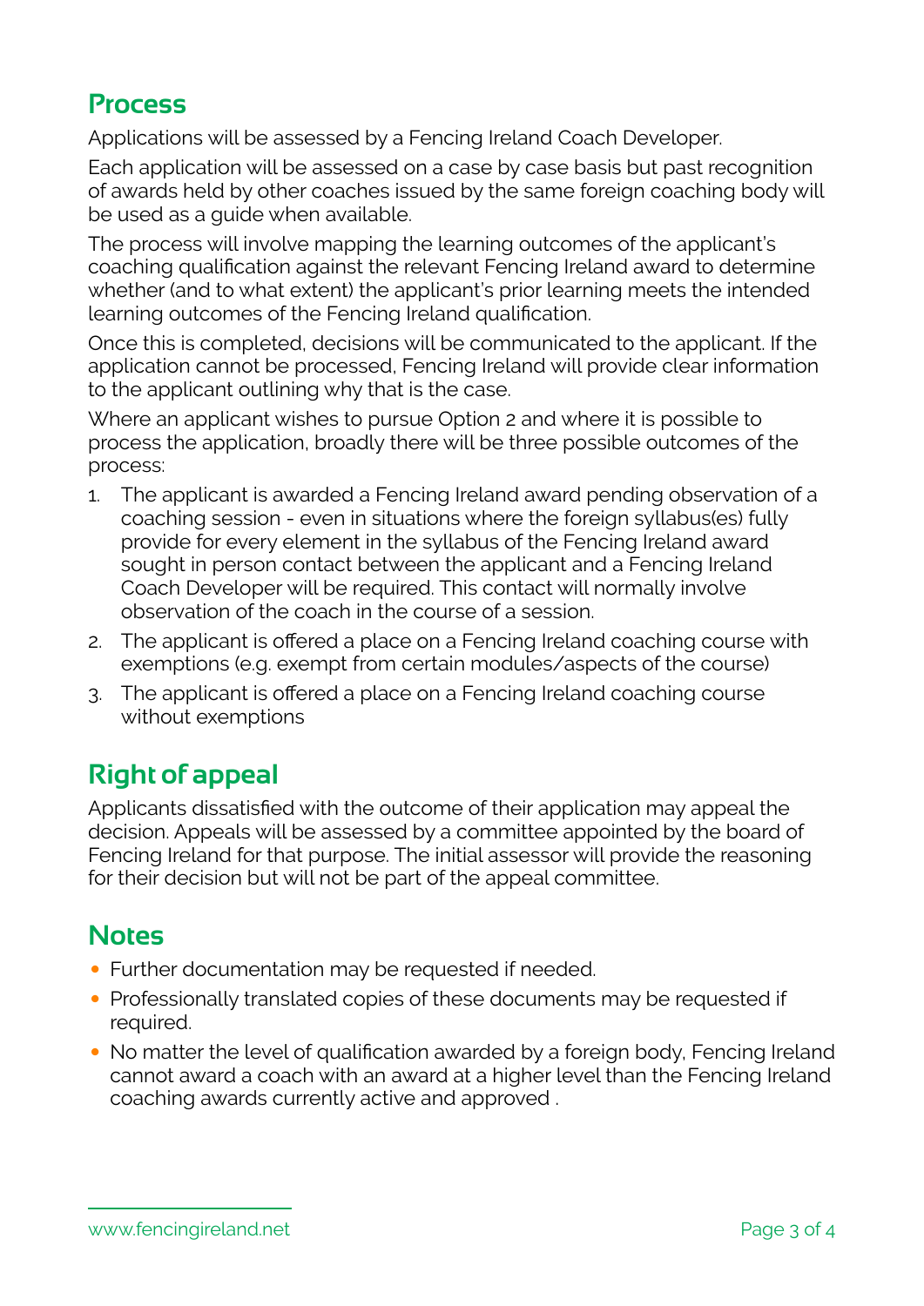## Process

Applications will be assessed by a Fencing Ireland Coach Developer.

Each application will be assessed on a case by case basis but past recognition of awards held by other coaches issued by the same foreign coaching body will be used as a guide when available.

The process will involve mapping the learning outcomes of the applicant's coaching qualification against the relevant Fencing Ireland award to determine whether (and to what extent) the applicant's prior learning meets the intended learning outcomes of the Fencing Ireland qualification.

Once this is completed, decisions will be communicated to the applicant. If the application cannot be processed, Fencing Ireland will provide clear information to the applicant outlining why that is the case.

Where an applicant wishes to pursue Option 2 and where it is possible to process the application, broadly there will be three possible outcomes of the process:

1. The applicant is awarded a Fencing Ireland award pending observation of a coaching session - even in situations where the foreign syllabus(es) fully provide for every element in the syllabus of the Fencing Ireland award sought in person contact between the applicant and a Fencing Ireland Coach Developer will be required. This contact will normally involve observation of the coach in the course of a session.
2. The applicant is offered a place on a Fencing Ireland coaching course with exemptions (e.g. exempt from certain modules/aspects of the course)
3. The applicant is offered a place on a Fencing Ireland coaching course without exemptions

## Right of appeal

Applicants dissatisfied with the outcome of their application may appeal the decision. Appeals will be assessed by a committee appointed by the board of Fencing Ireland for that purpose. The initial assessor will provide the reasoning for their decision but will not be part of the appeal committee.

## Notes

- Further documentation may be requested if needed.
- Professionally translated copies of these documents may be requested if required.
- No matter the level of qualification awarded by a foreign body, Fencing Ireland cannot award a coach with an award at a higher level than the Fencing Ireland coaching awards currently active and approved .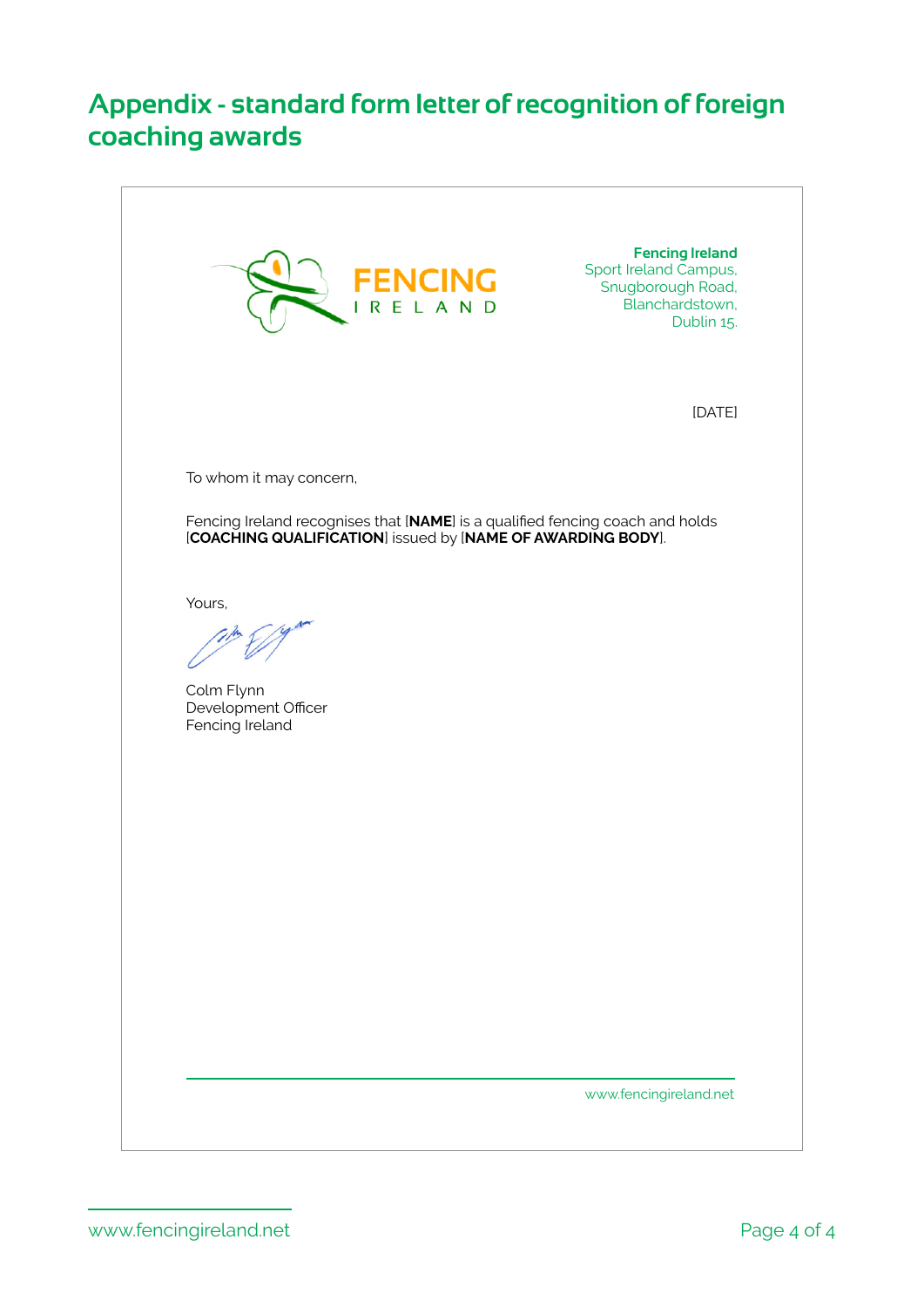# Appendix - standard form letter of recognition of foreign coaching awards

**Fencing Ireland**
Sport Ireland Campus,
Snugborough Road,
Blanchardstown,
Dublin 15.

[DATE]

To whom it may concern,

Fencing Ireland recognises that [**NAME**] is a qualified fencing coach and holds [**COACHING QUALIFICATION**] issued by [**NAME OF AWARDING BODY**].

Yours,

Colm Flynn
Development Officer
Fencing Ireland

www.fencingireland.net